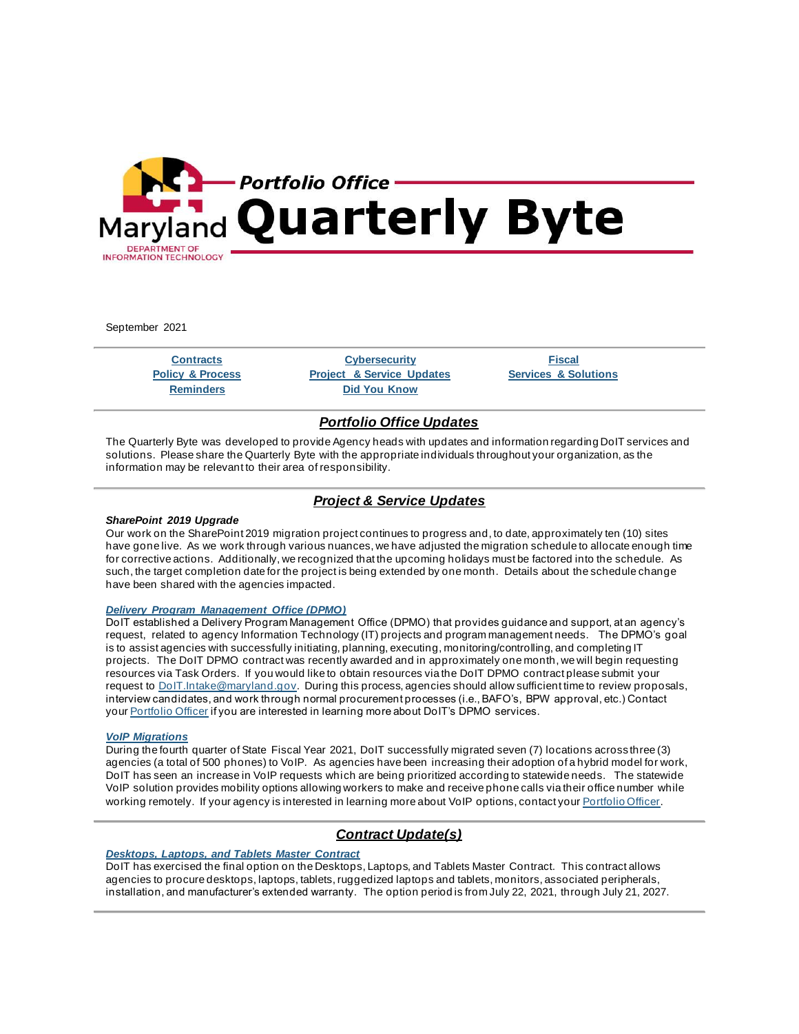# Portfolio Office Quarterly Byte

Maryland Department of Information Technology

September 2021

| | | |
|---|---|---|
| Contracts | Cybersecurity | Fiscal |
| Policy & Process | Project & Service Updates | Services & Solutions |
| Reminders | Did You Know | |

## *Portfolio Office Updates*

The Quarterly Byte was developed to provide Agency heads with updates and information regarding DoIT services and solutions. Please share the Quarterly Byte with the appropriate individuals throughout your organization, as the information may be relevant to their area of responsibility.

## *Project & Service Updates*

***SharePoint 2019 Upgrade***

Our work on the SharePoint 2019 migration project continues to progress and, to date, approximately ten (10) sites have gone live. As we work through various nuances, we have adjusted the migration schedule to allocate enough time for corrective actions. Additionally, we recognized that the upcoming holidays must be factored into the schedule. As such, the target completion date for the project is being extended by one month. Details about the schedule change have been shared with the agencies impacted.

***Delivery Program Management Office (DPMO)***

DoIT established a Delivery Program Management Office (DPMO) that provides guidance and support, at an agency's request, related to agency Information Technology (IT) projects and program management needs. The DPMO's goal is to assist agencies with successfully initiating, planning, executing, monitoring/controlling, and completing IT projects. The DoIT DPMO contract was recently awarded and in approximately one month, we will begin requesting resources via Task Orders. If you would like to obtain resources via the DoIT DPMO contract please submit your request to DoIT.Intake@maryland.gov. During this process, agencies should allow sufficient time to review proposals, interview candidates, and work through normal procurement processes (i.e., BAFO's, BPW approval, etc.) Contact your Portfolio Officer if you are interested in learning more about DoIT's DPMO services.

***VoIP Migrations***

During the fourth quarter of State Fiscal Year 2021, DoIT successfully migrated seven (7) locations across three (3) agencies (a total of 500 phones) to VoIP. As agencies have been increasing their adoption of a hybrid model for work, DoIT has seen an increase in VoIP requests which are being prioritized according to statewide needs. The statewide VoIP solution provides mobility options allowing workers to make and receive phone calls via their office number while working remotely. If your agency is interested in learning more about VoIP options, contact your Portfolio Officer.

## *Contract Update(s)*

***Desktops, Laptops, and Tablets Master Contract***

DoIT has exercised the final option on the Desktops, Laptops, and Tablets Master Contract. This contract allows agencies to procure desktops, laptops, tablets, ruggedized laptops and tablets, monitors, associated peripherals, installation, and manufacturer's extended warranty. The option period is from July 22, 2021, through July 21, 2027.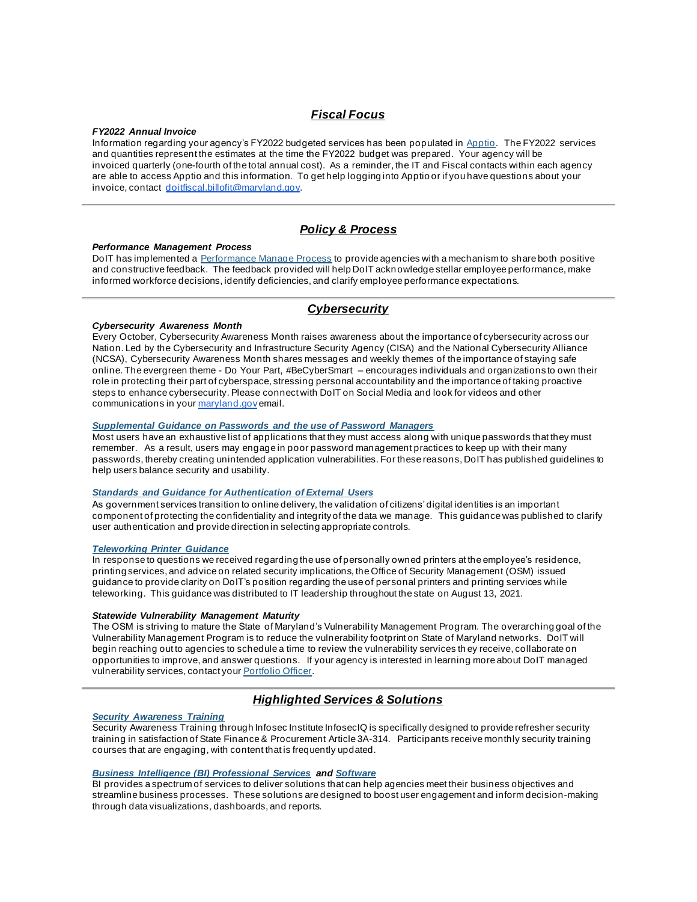## *Fiscal Focus*

***FY2022 Annual Invoice***

Information regarding your agency's FY2022 budgeted services has been populated in Apptio. The FY2022 services and quantities represent the estimates at the time the FY2022 budget was prepared. Your agency will be invoiced quarterly (one-fourth of the total annual cost). As a reminder, the IT and Fiscal contacts within each agency are able to access Apptio and this information. To get help logging into Apptio or if you have questions about your invoice, contact doitfiscal.billofit@maryland.gov.

---

## *Policy & Process*

***Performance Management Process***

DoIT has implemented a Performance Manage Process to provide agencies with a mechanism to share both positive and constructive feedback. The feedback provided will help DoIT acknowledge stellar employee performance, make informed workforce decisions, identify deficiencies, and clarify employee performance expectations.

---

## *Cybersecurity*

***Cybersecurity Awareness Month***

Every October, Cybersecurity Awareness Month raises awareness about the importance of cybersecurity across our Nation. Led by the Cybersecurity and Infrastructure Security Agency (CISA) and the National Cybersecurity Alliance (NCSA), Cybersecurity Awareness Month shares messages and weekly themes of the importance of staying safe online. The evergreen theme - Do Your Part, #BeCyberSmart – encourages individuals and organizations to own their role in protecting their part of cyberspace, stressing personal accountability and the importance of taking proactive steps to enhance cybersecurity. Please connect with DoIT on Social Media and look for videos and other communications in your maryland.gov email.

***Supplemental Guidance on Passwords and the use of Password Managers***

Most users have an exhaustive list of applications that they must access along with unique passwords that they must remember. As a result, users may engage in poor password management practices to keep up with their many passwords, thereby creating unintended application vulnerabilities. For these reasons, DoIT has published guidelines to help users balance security and usability.

***Standards and Guidance for Authentication of External Users***

As government services transition to online delivery, the validation of citizens' digital identities is an important component of protecting the confidentiality and integrity of the data we manage. This guidance was published to clarify user authentication and provide direction in selecting appropriate controls.

***Teleworking Printer Guidance***

In response to questions we received regarding the use of personally owned printers at the employee's residence, printing services, and advice on related security implications, the Office of Security Management (OSM) issued guidance to provide clarity on DoIT's position regarding the use of personal printers and printing services while teleworking. This guidance was distributed to IT leadership throughout the state on August 13, 2021.

***Statewide Vulnerability Management Maturity***

The OSM is striving to mature the State of Maryland's Vulnerability Management Program. The overarching goal of the Vulnerability Management Program is to reduce the vulnerability footprint on State of Maryland networks. DoIT will begin reaching out to agencies to schedule a time to review the vulnerability services they receive, collaborate on opportunities to improve, and answer questions. If your agency is interested in learning more about DoIT managed vulnerability services, contact your Portfolio Officer.

---

## *Highlighted Services & Solutions*

***Security Awareness Training***

Security Awareness Training through Infosec Institute InfosecIQ is specifically designed to provide refresher security training in satisfaction of State Finance & Procurement Article 3A-314. Participants receive monthly security training courses that are engaging, with content that is frequently updated.

***Business Intelligence (BI) Professional Services and Software***

BI provides a spectrum of services to deliver solutions that can help agencies meet their business objectives and streamline business processes. These solutions are designed to boost user engagement and inform decision-making through data visualizations, dashboards, and reports.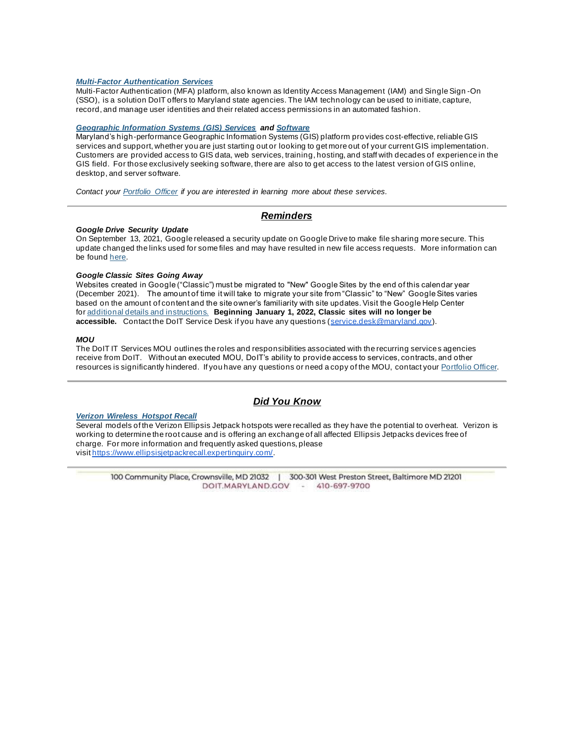***Multi-Factor Authentication Services***

Multi-Factor Authentication (MFA) platform, also known as Identity Access Management (IAM) and Single Sign -On (SSO), is a solution DoIT offers to Maryland state agencies. The IAM technology can be used to initiate, capture, record, and manage user identities and their related access permissions in an automated fashion.

***Geographic Information Systems (GIS) Services* and *Software***

Maryland's high-performance Geographic Information Systems (GIS) platform provides cost-effective, reliable GIS services and support, whether you are just starting out or looking to get more out of your current GIS implementation. Customers are provided access to GIS data, web services, training, hosting, and staff with decades of experience in the GIS field. For those exclusively seeking software, there are also to get access to the latest version of GIS online, desktop, and server software.

*Contact your Portfolio Officer if you are interested in learning more about these services.*

---

## ***Reminders***

***Google Drive Security Update***

On September 13, 2021, Google released a security update on Google Drive to make file sharing more secure. This update changed the links used for some files and may have resulted in new file access requests. More information can be found here.

***Google Classic Sites Going Away***

Websites created in Google ("Classic") must be migrated to "New" Google Sites by the end of this calendar year (December 2021). The amount of time it will take to migrate your site from "Classic" to "New" Google Sites varies based on the amount of content and the site owner's familiarity with site updates. Visit the Google Help Center for additional details and instructions. **Beginning January 1, 2022, Classic sites will no longer be accessible.** Contact the DoIT Service Desk if you have any questions (service.desk@maryland.gov).

***MOU***

The DoIT IT Services MOU outlines the roles and responsibilities associated with the recurring services agencies receive from DoIT. Without an executed MOU, DoIT's ability to provide access to services, contracts, and other resources is significantly hindered. If you have any questions or need a copy of the MOU, contact your Portfolio Officer.

---

## ***Did You Know***

***Verizon Wireless Hotspot Recall***

Several models of the Verizon Ellipsis Jetpack hotspots were recalled as they have the potential to overheat. Verizon is working to determine the root cause and is offering an exchange of all affected Ellipsis Jetpacks devices free of charge. For more information and frequently asked questions, please visit https://www.ellipsisjetpackrecall.expertinquiry.com/.

---

100 Community Place, Crownsville, MD 21032 | 300-301 West Preston Street, Baltimore MD 21201

DOIT.MARYLAND.GOV - 410-697-9700